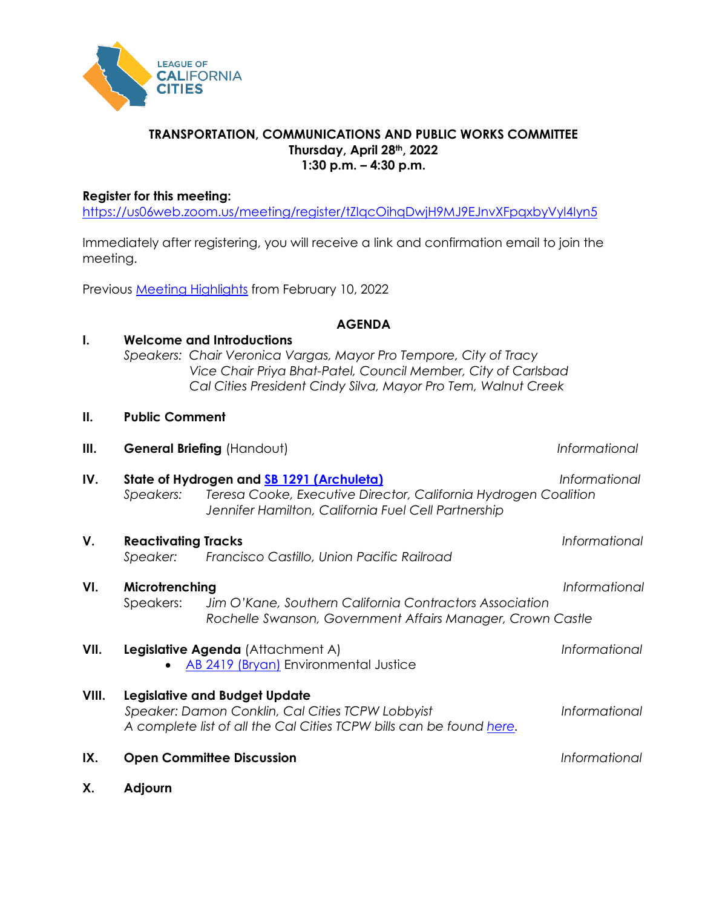LEAGUE OF CALIFORNIA CITIES

**TRANSPORTATION, COMMUNICATIONS AND PUBLIC WORKS COMMITTEE**
**Thursday, April 28th, 2022**
**1:30 p.m. – 4:30 p.m.**

**Register for this meeting:**
https://us06web.zoom.us/meeting/register/tZIqcOihqDwjH9MJ9EJnvXFpqxbyVyl4Iyn5

Immediately after registering, you will receive a link and confirmation email to join the meeting.

Previous Meeting Highlights from February 10, 2022

## AGENDA

**I. Welcome and Introductions**
*Speakers: Chair Veronica Vargas, Mayor Pro Tempore, City of Tracy*
*Vice Chair Priya Bhat-Patel, Council Member, City of Carlsbad*
*Cal Cities President Cindy Silva, Mayor Pro Tem, Walnut Creek*

**II. Public Comment**

**III. General Briefing** (Handout) — *Informational*

**IV. State of Hydrogen and SB 1291 (Archuleta)** — *Informational*
*Speakers: Teresa Cooke, Executive Director, California Hydrogen Coalition*
*Jennifer Hamilton, California Fuel Cell Partnership*

**V. Reactivating Tracks** — *Informational*
*Speaker: Francisco Castillo, Union Pacific Railroad*

**VI. Microtrenching** — *Informational*
Speakers: *Jim O'Kane, Southern California Contractors Association*
*Rochelle Swanson, Government Affairs Manager, Crown Castle*

**VII. Legislative Agenda** (Attachment A) — *Informational*
- AB 2419 (Bryan) Environmental Justice

**VIII. Legislative and Budget Update** — *Informational*
*Speaker: Damon Conklin, Cal Cities TCPW Lobbyist*
*A complete list of all the Cal Cities TCPW bills can be found here.*

**IX. Open Committee Discussion** — *Informational*

**X. Adjourn**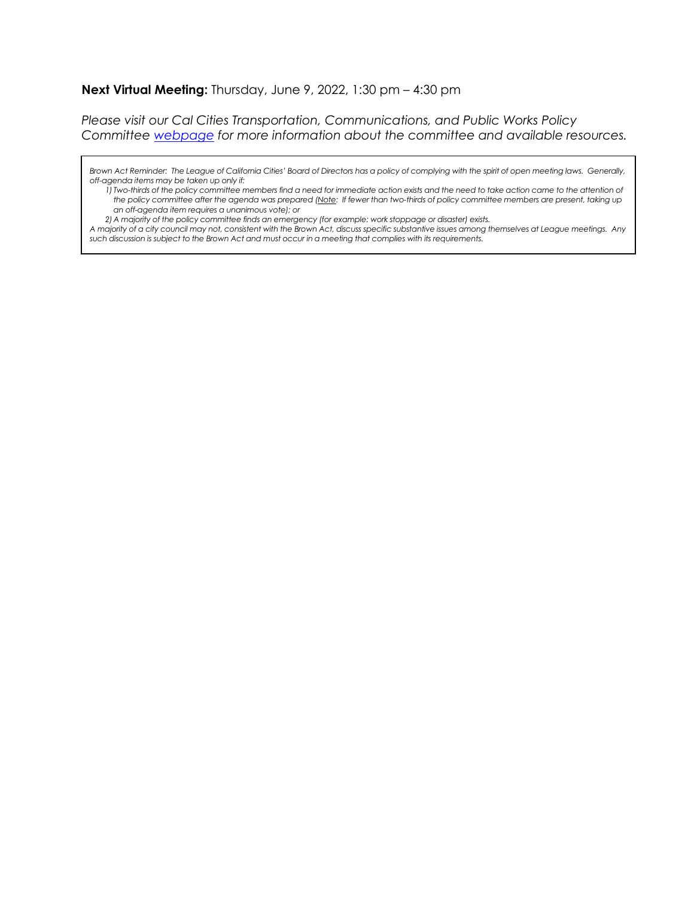**Next Virtual Meeting:** Thursday, June 9, 2022, 1:30 pm – 4:30 pm

*Please visit our Cal Cities Transportation, Communications, and Public Works Policy Committee [webpage](webpage) for more information about the committee and available resources.*

*Brown Act Reminder: The League of California Cities' Board of Directors has a policy of complying with the spirit of open meeting laws. Generally, off-agenda items may be taken up only if:*

*1) Two-thirds of the policy committee members find a need for immediate action exists and the need to take action came to the attention of the policy committee after the agenda was prepared (Note: If fewer than two-thirds of policy committee members are present, taking up an off-agenda item requires a unanimous vote); or*

*2) A majority of the policy committee finds an emergency (for example: work stoppage or disaster) exists.*

*A majority of a city council may not, consistent with the Brown Act, discuss specific substantive issues among themselves at League meetings. Any such discussion is subject to the Brown Act and must occur in a meeting that complies with its requirements.*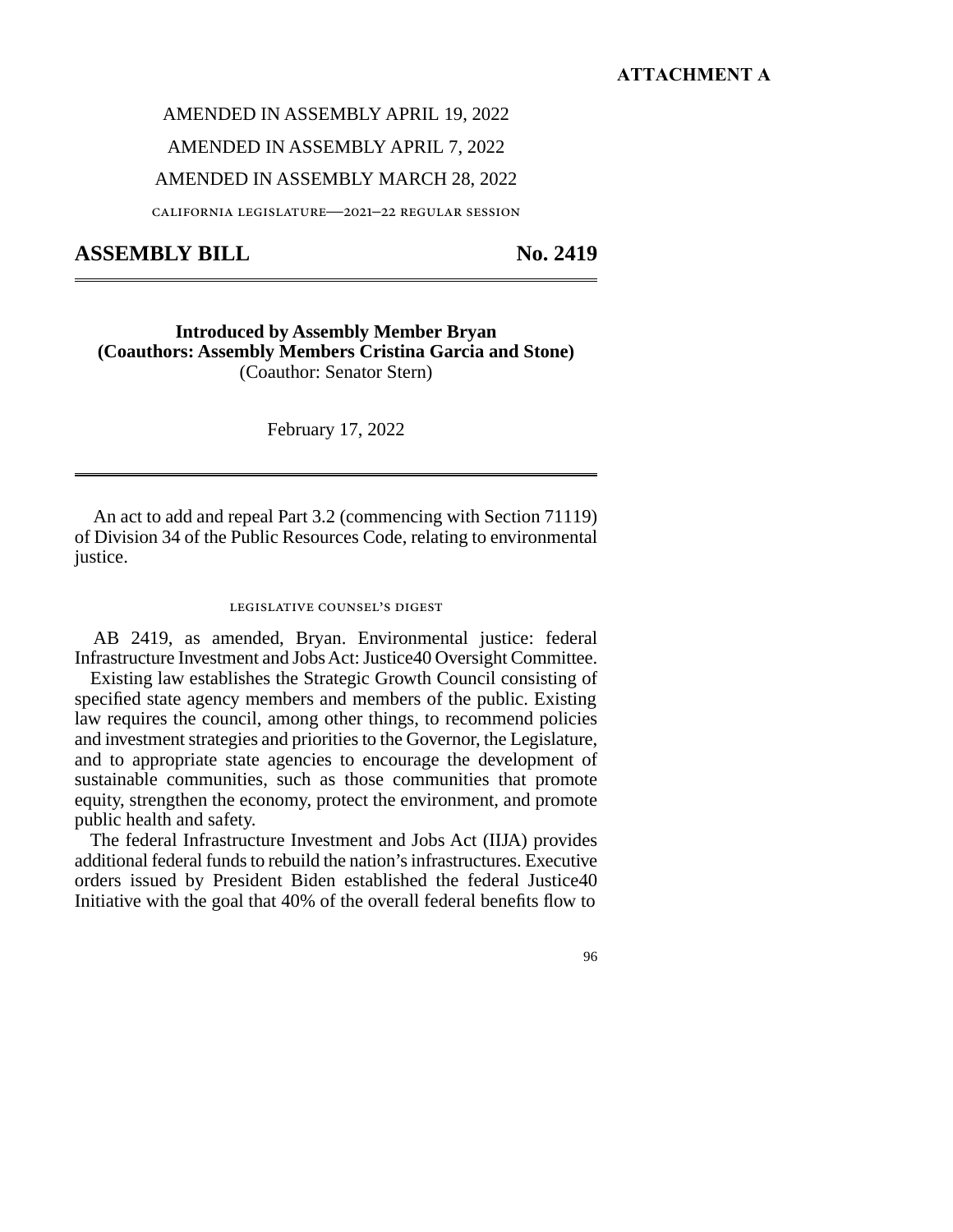**ATTACHMENT A**

AMENDED IN ASSEMBLY APRIL 19, 2022

AMENDED IN ASSEMBLY APRIL 7, 2022

AMENDED IN ASSEMBLY MARCH 28, 2022

CALIFORNIA LEGISLATURE—2021–22 REGULAR SESSION

# ASSEMBLY BILL No. 2419

**Introduced by Assembly Member Bryan**
**(Coauthors: Assembly Members Cristina Garcia and Stone)**
(Coauthor: Senator Stern)

February 17, 2022

---

An act to add and repeal Part 3.2 (commencing with Section 71119) of Division 34 of the Public Resources Code, relating to environmental justice.

## LEGISLATIVE COUNSEL'S DIGEST

AB 2419, as amended, Bryan. Environmental justice: federal Infrastructure Investment and Jobs Act: Justice40 Oversight Committee.

Existing law establishes the Strategic Growth Council consisting of specified state agency members and members of the public. Existing law requires the council, among other things, to recommend policies and investment strategies and priorities to the Governor, the Legislature, and to appropriate state agencies to encourage the development of sustainable communities, such as those communities that promote equity, strengthen the economy, protect the environment, and promote public health and safety.

The federal Infrastructure Investment and Jobs Act (IIJA) provides additional federal funds to rebuild the nation's infrastructures. Executive orders issued by President Biden established the federal Justice40 Initiative with the goal that 40% of the overall federal benefits flow to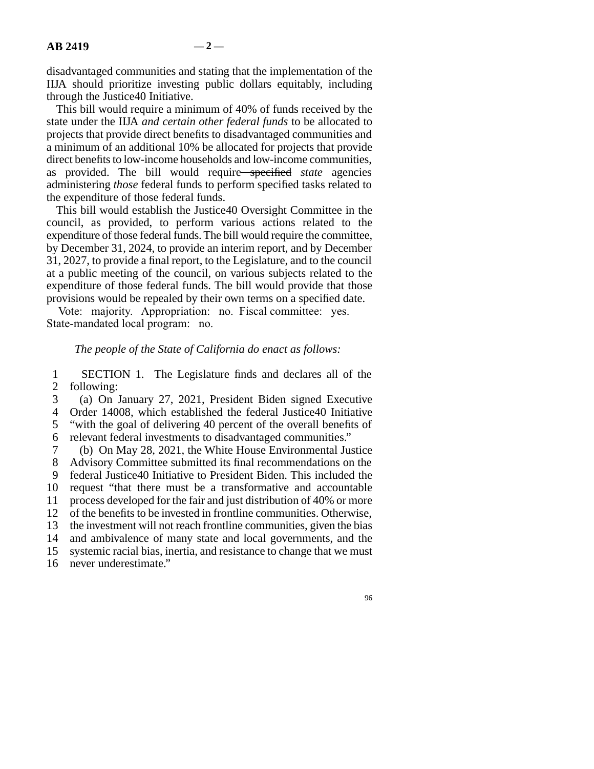disadvantaged communities and stating that the implementation of the IIJA should prioritize investing public dollars equitably, including through the Justice40 Initiative.

This bill would require a minimum of 40% of funds received by the state under the IIJA *and certain other federal funds* to be allocated to projects that provide direct benefits to disadvantaged communities and a minimum of an additional 10% be allocated for projects that provide direct benefits to low-income households and low-income communities, as provided. The bill would require ~~specified~~ *state* agencies administering *those* federal funds to perform specified tasks related to the expenditure of those federal funds.

This bill would establish the Justice40 Oversight Committee in the council, as provided, to perform various actions related to the expenditure of those federal funds. The bill would require the committee, by December 31, 2024, to provide an interim report, and by December 31, 2027, to provide a final report, to the Legislature, and to the council at a public meeting of the council, on various subjects related to the expenditure of those federal funds. The bill would provide that those provisions would be repealed by their own terms on a specified date.

Vote: majority. Appropriation: no. Fiscal committee: yes. State-mandated local program: no.

*The people of the State of California do enact as follows:*

SECTION 1. The Legislature finds and declares all of the following:

(a) On January 27, 2021, President Biden signed Executive Order 14008, which established the federal Justice40 Initiative "with the goal of delivering 40 percent of the overall benefits of relevant federal investments to disadvantaged communities."

(b) On May 28, 2021, the White House Environmental Justice Advisory Committee submitted its final recommendations on the federal Justice40 Initiative to President Biden. This included the request "that there must be a transformative and accountable process developed for the fair and just distribution of 40% or more of the benefits to be invested in frontline communities. Otherwise, the investment will not reach frontline communities, given the bias and ambivalence of many state and local governments, and the systemic racial bias, inertia, and resistance to change that we must never underestimate."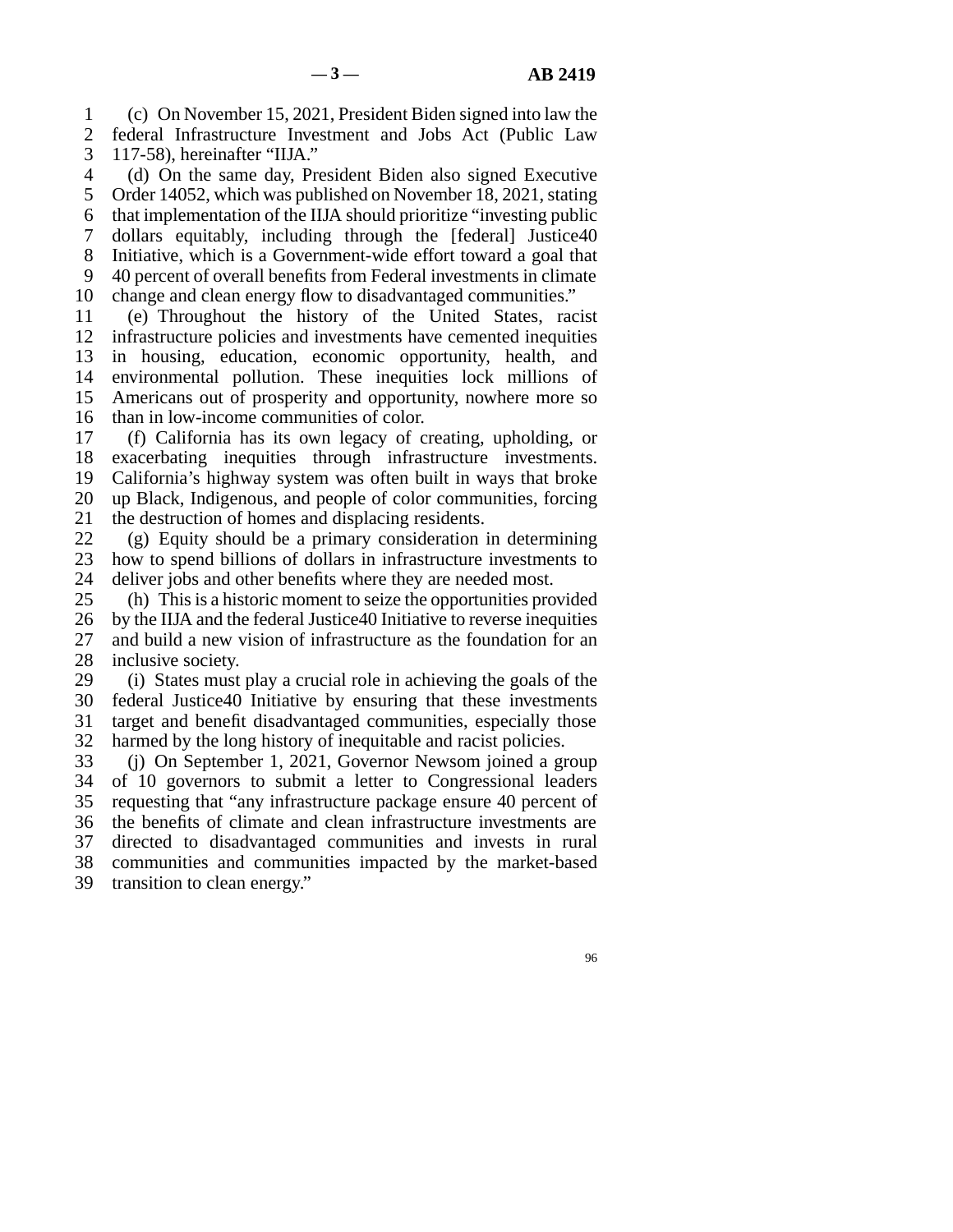(c) On November 15, 2021, President Biden signed into law the federal Infrastructure Investment and Jobs Act (Public Law 117-58), hereinafter "IIJA."

(d) On the same day, President Biden also signed Executive Order 14052, which was published on November 18, 2021, stating that implementation of the IIJA should prioritize "investing public dollars equitably, including through the [federal] Justice40 Initiative, which is a Government-wide effort toward a goal that 40 percent of overall benefits from Federal investments in climate change and clean energy flow to disadvantaged communities."

(e) Throughout the history of the United States, racist infrastructure policies and investments have cemented inequities in housing, education, economic opportunity, health, and environmental pollution. These inequities lock millions of Americans out of prosperity and opportunity, nowhere more so than in low-income communities of color.

(f) California has its own legacy of creating, upholding, or exacerbating inequities through infrastructure investments. California's highway system was often built in ways that broke up Black, Indigenous, and people of color communities, forcing the destruction of homes and displacing residents.

(g) Equity should be a primary consideration in determining how to spend billions of dollars in infrastructure investments to deliver jobs and other benefits where they are needed most.

(h) This is a historic moment to seize the opportunities provided by the IIJA and the federal Justice40 Initiative to reverse inequities and build a new vision of infrastructure as the foundation for an inclusive society.

(i) States must play a crucial role in achieving the goals of the federal Justice40 Initiative by ensuring that these investments target and benefit disadvantaged communities, especially those harmed by the long history of inequitable and racist policies.

(j) On September 1, 2021, Governor Newsom joined a group of 10 governors to submit a letter to Congressional leaders requesting that "any infrastructure package ensure 40 percent of the benefits of climate and clean infrastructure investments are directed to disadvantaged communities and invests in rural communities and communities impacted by the market-based transition to clean energy."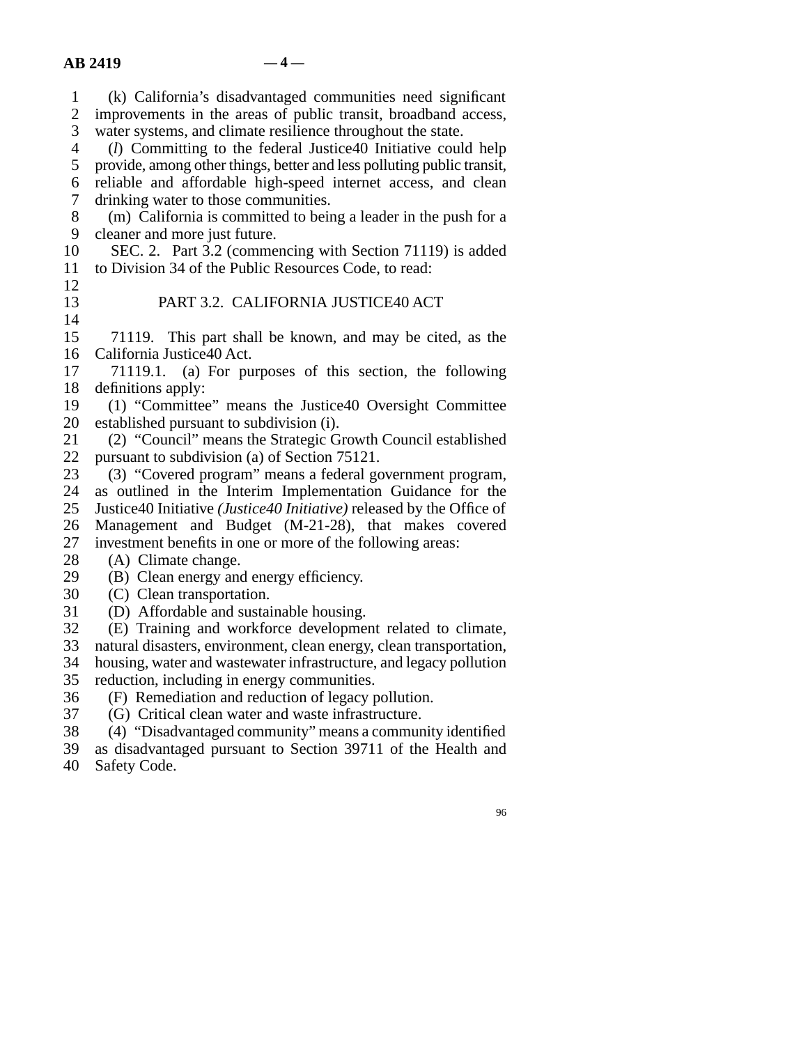(k) California's disadvantaged communities need significant improvements in the areas of public transit, broadband access, water systems, and climate resilience throughout the state.

(*l*) Committing to the federal Justice40 Initiative could help provide, among other things, better and less polluting public transit, reliable and affordable high-speed internet access, and clean drinking water to those communities.

(m) California is committed to being a leader in the push for a cleaner and more just future.

SEC. 2. Part 3.2 (commencing with Section 71119) is added to Division 34 of the Public Resources Code, to read:

## PART 3.2. CALIFORNIA JUSTICE40 ACT

71119. This part shall be known, and may be cited, as the California Justice40 Act.

71119.1. (a) For purposes of this section, the following definitions apply:

(1) "Committee" means the Justice40 Oversight Committee established pursuant to subdivision (i).

(2) "Council" means the Strategic Growth Council established pursuant to subdivision (a) of Section 75121.

(3) "Covered program" means a federal government program, as outlined in the Interim Implementation Guidance for the Justice40 Initiative *(Justice40 Initiative)* released by the Office of Management and Budget (M-21-28), that makes covered investment benefits in one or more of the following areas:

(A) Climate change.

(B) Clean energy and energy efficiency.

(C) Clean transportation.

(D) Affordable and sustainable housing.

(E) Training and workforce development related to climate, natural disasters, environment, clean energy, clean transportation, housing, water and wastewater infrastructure, and legacy pollution reduction, including in energy communities.

(F) Remediation and reduction of legacy pollution.

(G) Critical clean water and waste infrastructure.

(4) "Disadvantaged community" means a community identified as disadvantaged pursuant to Section 39711 of the Health and Safety Code.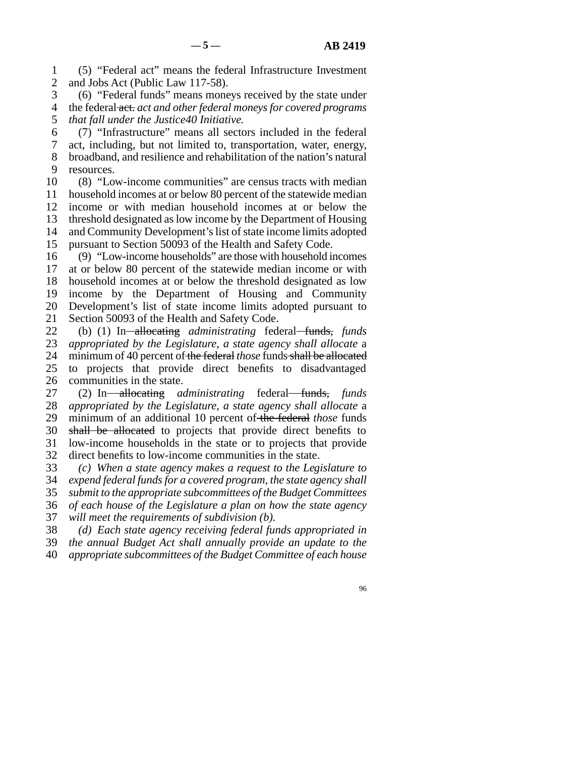(5) "Federal act" means the federal Infrastructure Investment and Jobs Act (Public Law 117-58).

(6) "Federal funds" means moneys received by the state under the federal ~~act.~~ *act and other federal moneys for covered programs that fall under the Justice40 Initiative.*

(7) "Infrastructure" means all sectors included in the federal act, including, but not limited to, transportation, water, energy, broadband, and resilience and rehabilitation of the nation's natural resources.

(8) "Low-income communities" are census tracts with median household incomes at or below 80 percent of the statewide median income or with median household incomes at or below the threshold designated as low income by the Department of Housing and Community Development's list of state income limits adopted pursuant to Section 50093 of the Health and Safety Code.

(9) "Low-income households" are those with household incomes at or below 80 percent of the statewide median income or with household incomes at or below the threshold designated as low income by the Department of Housing and Community Development's list of state income limits adopted pursuant to Section 50093 of the Health and Safety Code.

(b) (1) In ~~allocating~~ *administrating* federal ~~funds,~~ *funds appropriated by the Legislature, a state agency shall allocate* a minimum of 40 percent of ~~the federal~~ *those* funds ~~shall be allocated~~ to projects that provide direct benefits to disadvantaged communities in the state.

(2) In ~~allocating~~ *administrating* federal ~~funds,~~ *funds appropriated by the Legislature, a state agency shall allocate* a minimum of an additional 10 percent of ~~the federal~~ *those* funds ~~shall be allocated~~ to projects that provide direct benefits to low-income households in the state or to projects that provide direct benefits to low-income communities in the state.

*(c) When a state agency makes a request to the Legislature to expend federal funds for a covered program, the state agency shall submit to the appropriate subcommittees of the Budget Committees of each house of the Legislature a plan on how the state agency will meet the requirements of subdivision (b).*

*(d) Each state agency receiving federal funds appropriated in the annual Budget Act shall annually provide an update to the appropriate subcommittees of the Budget Committee of each house*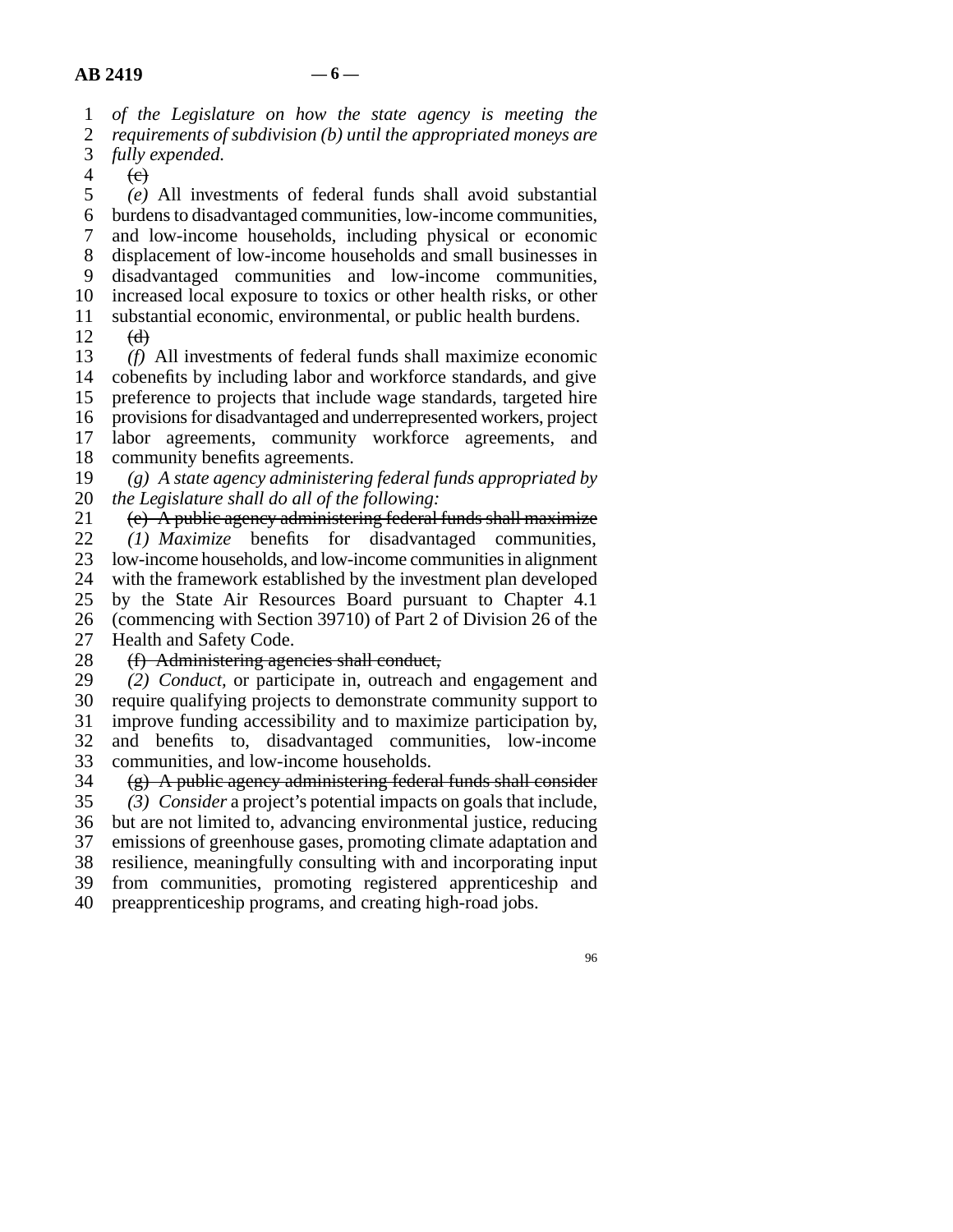*of the Legislature on how the state agency is meeting the requirements of subdivision (b) until the appropriated moneys are fully expended.*

~~(c)~~

*(e)* All investments of federal funds shall avoid substantial burdens to disadvantaged communities, low-income communities, and low-income households, including physical or economic displacement of low-income households and small businesses in disadvantaged communities and low-income communities, increased local exposure to toxics or other health risks, or other substantial economic, environmental, or public health burdens.

~~(d)~~

*(f)* All investments of federal funds shall maximize economic cobenefits by including labor and workforce standards, and give preference to projects that include wage standards, targeted hire provisions for disadvantaged and underrepresented workers, project labor agreements, community workforce agreements, and community benefits agreements.

*(g) A state agency administering federal funds appropriated by the Legislature shall do all of the following:*

~~(e) A public agency administering federal funds shall maximize~~

*(1) Maximize* benefits for disadvantaged communities, low-income households, and low-income communities in alignment with the framework established by the investment plan developed by the State Air Resources Board pursuant to Chapter 4.1 (commencing with Section 39710) of Part 2 of Division 26 of the Health and Safety Code.

~~(f) Administering agencies shall conduct,~~

*(2) Conduct,* or participate in, outreach and engagement and require qualifying projects to demonstrate community support to improve funding accessibility and to maximize participation by, and benefits to, disadvantaged communities, low-income communities, and low-income households.

~~(g) A public agency administering federal funds shall consider~~

*(3) Consider* a project's potential impacts on goals that include, but are not limited to, advancing environmental justice, reducing emissions of greenhouse gases, promoting climate adaptation and resilience, meaningfully consulting with and incorporating input from communities, promoting registered apprenticeship and preapprenticeship programs, and creating high-road jobs.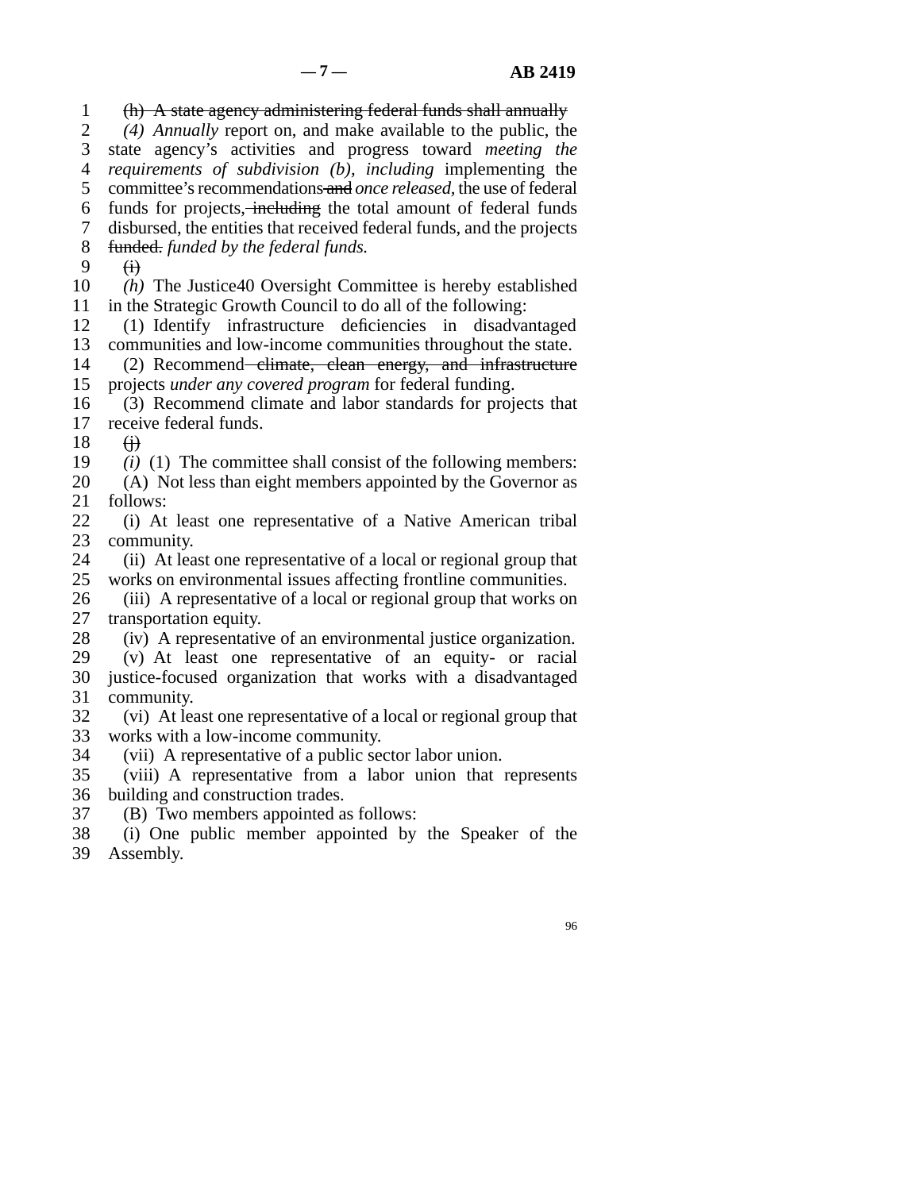~~(h) A state agency administering federal funds shall annually~~
*(4) Annually* report on, and make available to the public, the state agency's activities and progress toward *meeting the requirements of subdivision (b), including* implementing the committee's recommendations ~~and~~ *once released,* the use of federal funds for projects, ~~including~~ the total amount of federal funds disbursed, the entities that received federal funds, and the projects ~~funded.~~ *funded by the federal funds.*

~~(i)~~

*(h)* The Justice40 Oversight Committee is hereby established in the Strategic Growth Council to do all of the following:

(1) Identify infrastructure deficiencies in disadvantaged communities and low-income communities throughout the state.

(2) Recommend ~~climate, clean energy, and infrastructure~~ projects *under any covered program* for federal funding.

(3) Recommend climate and labor standards for projects that receive federal funds.

~~(j)~~

*(i)* (1) The committee shall consist of the following members:

(A) Not less than eight members appointed by the Governor as follows:

(i) At least one representative of a Native American tribal community.

(ii) At least one representative of a local or regional group that works on environmental issues affecting frontline communities.

(iii) A representative of a local or regional group that works on transportation equity.

(iv) A representative of an environmental justice organization.

(v) At least one representative of an equity- or racial justice-focused organization that works with a disadvantaged community.

(vi) At least one representative of a local or regional group that works with a low-income community.

(vii) A representative of a public sector labor union.

(viii) A representative from a labor union that represents building and construction trades.

(B) Two members appointed as follows:

(i) One public member appointed by the Speaker of the Assembly.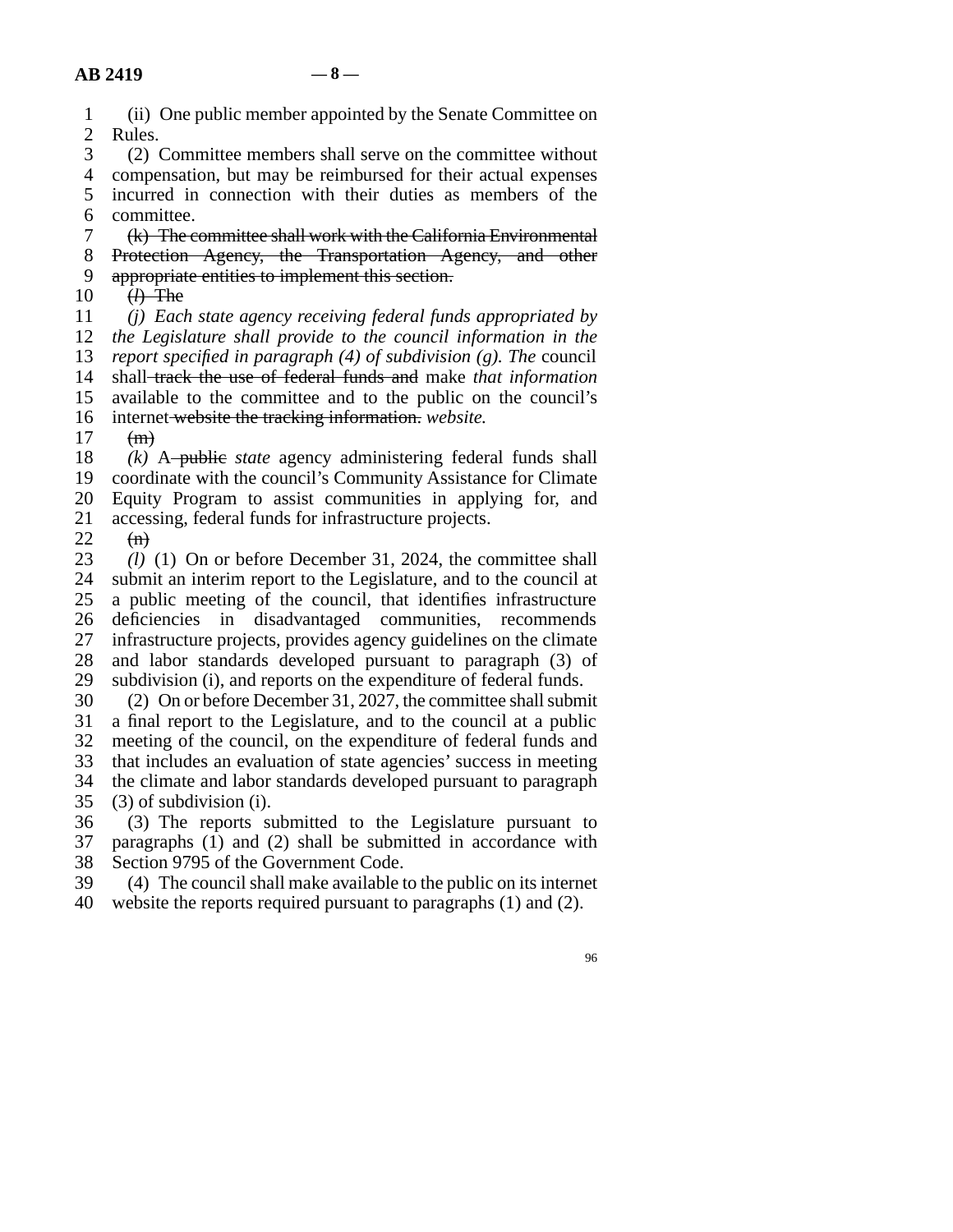(ii) One public member appointed by the Senate Committee on Rules.

(2) Committee members shall serve on the committee without compensation, but may be reimbursed for their actual expenses incurred in connection with their duties as members of the committee.

~~(k) The committee shall work with the California Environmental Protection Agency, the Transportation Agency, and other appropriate entities to implement this section.~~

~~(*l*) The~~

*(j) Each state agency receiving federal funds appropriated by the Legislature shall provide to the council information in the report specified in paragraph (4) of subdivision (g). The* council shall ~~track the use of federal funds and~~ make *that information* available to the committee and to the public on the council's internet ~~website the tracking information.~~ *website.*

~~(m)~~

*(k)* A ~~public~~ *state* agency administering federal funds shall coordinate with the council's Community Assistance for Climate Equity Program to assist communities in applying for, and accessing, federal funds for infrastructure projects.

~~(n)~~

*(l)* (1) On or before December 31, 2024, the committee shall submit an interim report to the Legislature, and to the council at a public meeting of the council, that identifies infrastructure deficiencies in disadvantaged communities, recommends infrastructure projects, provides agency guidelines on the climate and labor standards developed pursuant to paragraph (3) of subdivision (i), and reports on the expenditure of federal funds.

(2) On or before December 31, 2027, the committee shall submit a final report to the Legislature, and to the council at a public meeting of the council, on the expenditure of federal funds and that includes an evaluation of state agencies' success in meeting the climate and labor standards developed pursuant to paragraph (3) of subdivision (i).

(3) The reports submitted to the Legislature pursuant to paragraphs (1) and (2) shall be submitted in accordance with Section 9795 of the Government Code.

(4) The council shall make available to the public on its internet website the reports required pursuant to paragraphs (1) and (2).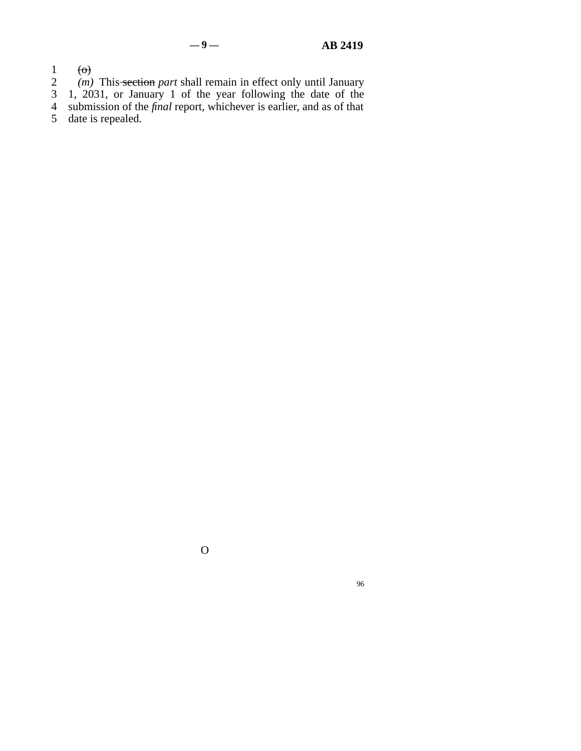~~(o)~~

*(m)* This ~~section~~ *part* shall remain in effect only until January 1, 2031, or January 1 of the year following the date of the submission of the *final* report, whichever is earlier, and as of that date is repealed.

O